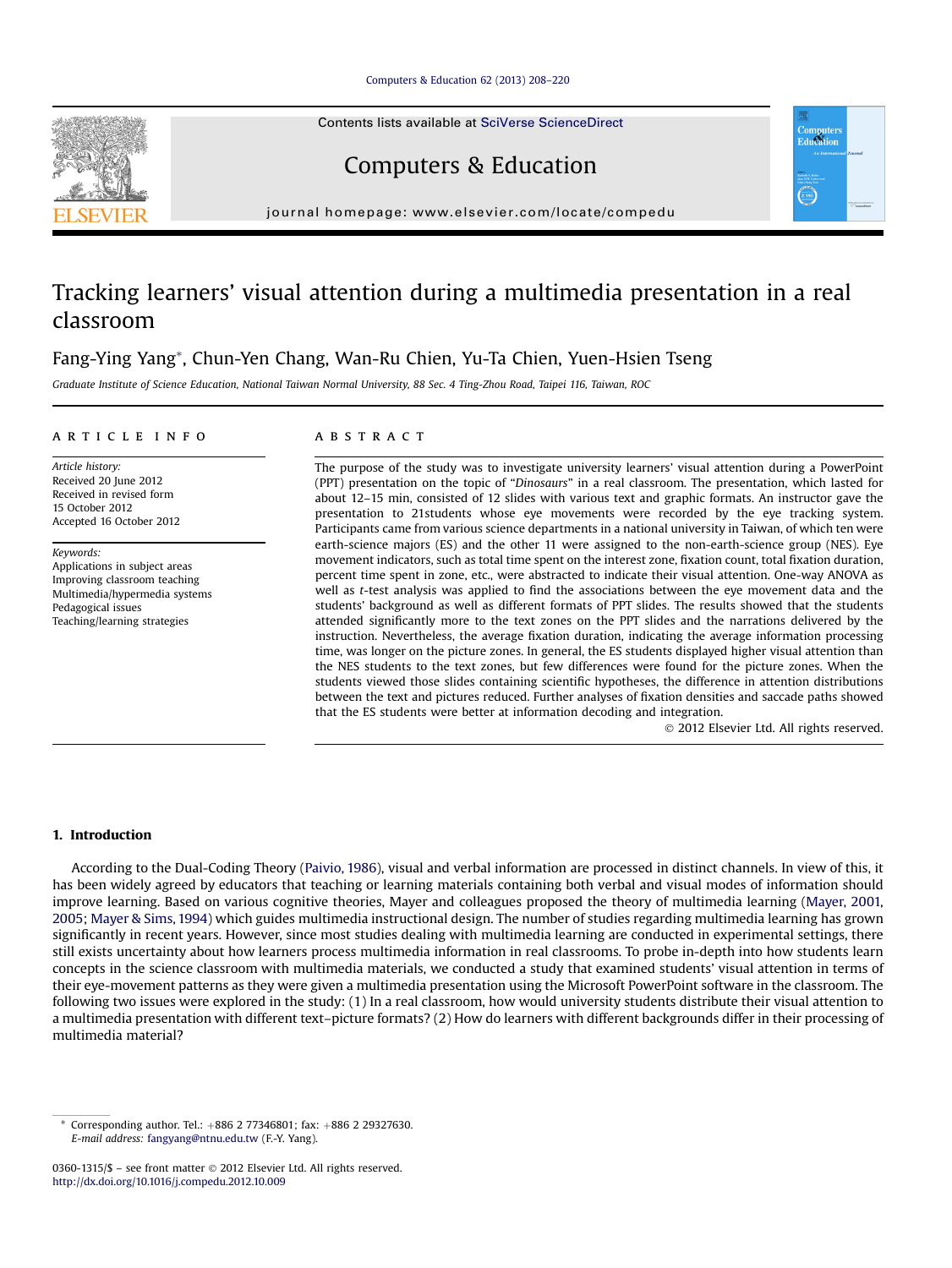Contents lists available at SciVerse ScienceDirect

# Computers & Education

journal homepage: www.elsevier.com/locate/compedu

# Tracking learners' visual attention during a multimedia presentation in a real classroom

Fang-Ying Yang*, Chun-Yen Chang, Wan-Ru Chien, Yu-Ta Chien, Yuen-Hsien Tseng

*Graduate Institute of Science Education, National Taiwan Normal University, 88 Sec. 4 Ting-Zhou Road, Taipei 116, Taiwan, ROC*

## ARTICLE INFO

*Article history:*
Received 20 June 2012
Received in revised form 15 October 2012
Accepted 16 October 2012

*Keywords:*
Applications in subject areas
Improving classroom teaching
Multimedia/hypermedia systems
Pedagogical issues
Teaching/learning strategies

## ABSTRACT

The purpose of the study was to investigate university learners' visual attention during a PowerPoint (PPT) presentation on the topic of "*Dinosaurs*" in a real classroom. The presentation, which lasted for about 12–15 min, consisted of 12 slides with various text and graphic formats. An instructor gave the presentation to 21students whose eye movements were recorded by the eye tracking system. Participants came from various science departments in a national university in Taiwan, of which ten were earth-science majors (ES) and the other 11 were assigned to the non-earth-science group (NES). Eye movement indicators, such as total time spent on the interest zone, fixation count, total fixation duration, percent time spent in zone, etc., were abstracted to indicate their visual attention. One-way ANOVA as well as *t*-test analysis was applied to find the associations between the eye movement data and the students' background as well as different formats of PPT slides. The results showed that the students attended significantly more to the text zones on the PPT slides and the narrations delivered by the instruction. Nevertheless, the average fixation duration, indicating the average information processing time, was longer on the picture zones. In general, the ES students displayed higher visual attention than the NES students to the text zones, but few differences were found for the picture zones. When the students viewed those slides containing scientific hypotheses, the difference in attention distributions between the text and pictures reduced. Further analyses of fixation densities and saccade paths showed that the ES students were better at information decoding and integration.

© 2012 Elsevier Ltd. All rights reserved.

## 1. Introduction

According to the Dual-Coding Theory (Paivio, 1986), visual and verbal information are processed in distinct channels. In view of this, it has been widely agreed by educators that teaching or learning materials containing both verbal and visual modes of information should improve learning. Based on various cognitive theories, Mayer and colleagues proposed the theory of multimedia learning (Mayer, 2001, 2005; Mayer & Sims, 1994) which guides multimedia instructional design. The number of studies regarding multimedia learning has grown significantly in recent years. However, since most studies dealing with multimedia learning are conducted in experimental settings, there still exists uncertainty about how learners process multimedia information in real classrooms. To probe in-depth into how students learn concepts in the science classroom with multimedia materials, we conducted a study that examined students' visual attention in terms of their eye-movement patterns as they were given a multimedia presentation using the Microsoft PowerPoint software in the classroom. The following two issues were explored in the study: (1) In a real classroom, how would university students distribute their visual attention to a multimedia presentation with different text–picture formats? (2) How do learners with different backgrounds differ in their processing of multimedia material?

---

* Corresponding author. Tel.: +886 2 77346801; fax: +886 2 29327630.
*E-mail address:* fangyang@ntnu.edu.tw (F.-Y. Yang).

0360-1315/$ – see front matter © 2012 Elsevier Ltd. All rights reserved.
http://dx.doi.org/10.1016/j.compedu.2012.10.009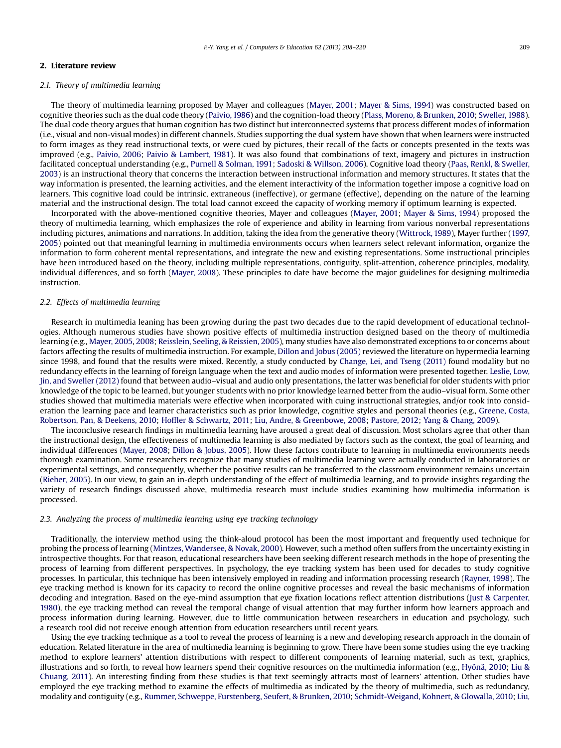## 2. Literature review

### 2.1. Theory of multimedia learning

The theory of multimedia learning proposed by Mayer and colleagues (Mayer, 2001; Mayer & Sims, 1994) was constructed based on cognitive theories such as the dual code theory (Paivio, 1986) and the cognition-load theory (Plass, Moreno, & Brunken, 2010; Sweller, 1988). The dual code theory argues that human cognition has two distinct but interconnected systems that process different modes of information (i.e., visual and non-visual modes) in different channels. Studies supporting the dual system have shown that when learners were instructed to form images as they read instructional texts, or were cued by pictures, their recall of the facts or concepts presented in the texts was improved (e.g., Paivio, 2006; Paivio & Lambert, 1981). It was also found that combinations of text, imagery and pictures in instruction facilitated conceptual understanding (e.g., Purnell & Solman, 1991; Sadoski & Willson, 2006). Cognitive load theory (Paas, Renkl, & Sweller, 2003) is an instructional theory that concerns the interaction between instructional information and memory structures. It states that the way information is presented, the learning activities, and the element interactivity of the information together impose a cognitive load on learners. This cognitive load could be intrinsic, extraneous (ineffective), or germane (effective), depending on the nature of the learning material and the instructional design. The total load cannot exceed the capacity of working memory if optimum learning is expected.

Incorporated with the above-mentioned cognitive theories, Mayer and colleagues (Mayer, 2001; Mayer & Sims, 1994) proposed the theory of multimedia learning, which emphasizes the role of experience and ability in learning from various nonverbal representations including pictures, animations and narrations. In addition, taking the idea from the generative theory (Wittrock, 1989), Mayer further (1997, 2005) pointed out that meaningful learning in multimedia environments occurs when learners select relevant information, organize the information to form coherent mental representations, and integrate the new and existing representations. Some instructional principles have been introduced based on the theory, including multiple representations, contiguity, split-attention, coherence principles, modality, individual differences, and so forth (Mayer, 2008). These principles to date have become the major guidelines for designing multimedia instruction.

### 2.2. Effects of multimedia learning

Research in multimedia leaning has been growing during the past two decades due to the rapid development of educational technologies. Although numerous studies have shown positive effects of multimedia instruction designed based on the theory of multimedia learning (e.g., Mayer, 2005, 2008; Reisslein, Seeling, & Reissien, 2005), many studies have also demonstrated exceptions to or concerns about factors affecting the results of multimedia instruction. For example, Dillon and Jobus (2005) reviewed the literature on hypermedia learning since 1998, and found that the results were mixed. Recently, a study conducted by Change, Lei, and Tseng (2011) found modality but no redundancy effects in the learning of foreign language when the text and audio modes of information were presented together. Leslie, Low, Jin, and Sweller (2012) found that between audio–visual and audio only presentations, the latter was beneficial for older students with prior knowledge of the topic to be learned, but younger students with no prior knowledge learned better from the audio–visual form. Some other studies showed that multimedia materials were effective when incorporated with cuing instructional strategies, and/or took into consideration the learning pace and learner characteristics such as prior knowledge, cognitive styles and personal theories (e.g., Greene, Costa, Robertson, Pan, & Deekens, 2010; Hoffler & Schwartz, 2011; Liu, Andre, & Greenbowe, 2008; Pastore, 2012; Yang & Chang, 2009).

The inconclusive research findings in multimedia learning have aroused a great deal of discussion. Most scholars agree that other than the instructional design, the effectiveness of multimedia learning is also mediated by factors such as the context, the goal of learning and individual differences (Mayer, 2008; Dillon & Jobus, 2005). How these factors contribute to learning in multimedia environments needs thorough examination. Some researchers recognize that many studies of multimedia learning were actually conducted in laboratories or experimental settings, and consequently, whether the positive results can be transferred to the classroom environment remains uncertain (Rieber, 2005). In our view, to gain an in-depth understanding of the effect of multimedia learning, and to provide insights regarding the variety of research findings discussed above, multimedia research must include studies examining how multimedia information is processed.

### 2.3. Analyzing the process of multimedia learning using eye tracking technology

Traditionally, the interview method using the think-aloud protocol has been the most important and frequently used technique for probing the process of learning (Mintzes, Wandersee, & Novak, 2000). However, such a method often suffers from the uncertainty existing in introspective thoughts. For that reason, educational researchers have been seeking different research methods in the hope of presenting the process of learning from different perspectives. In psychology, the eye tracking system has been used for decades to study cognitive processes. In particular, this technique has been intensively employed in reading and information processing research (Rayner, 1998). The eye tracking method is known for its capacity to record the online cognitive processes and reveal the basic mechanisms of information decoding and integration. Based on the eye-mind assumption that eye fixation locations reflect attention distributions (Just & Carpenter, 1980), the eye tracking method can reveal the temporal change of visual attention that may further inform how learners approach and process information during learning. However, due to little communication between researchers in education and psychology, such a research tool did not receive enough attention from education researchers until recent years.

Using the eye tracking technique as a tool to reveal the process of learning is a new and developing research approach in the domain of education. Related literature in the area of multimedia learning is beginning to grow. There have been some studies using the eye tracking method to explore learners' attention distributions with respect to different components of learning material, such as text, graphics, illustrations and so forth, to reveal how learners spend their cognitive resources on the multimedia information (e.g., Hyönä, 2010; Liu & Chuang, 2011). An interesting finding from these studies is that text seemingly attracts most of learners' attention. Other studies have employed the eye tracking method to examine the effects of multimedia as indicated by the theory of multimedia, such as redundancy, modality and contiguity (e.g., Rummer, Schweppe, Furstenberg, Seufert, & Brunken, 2010; Schmidt-Weigand, Kohnert, & Glowalla, 2010; Liu,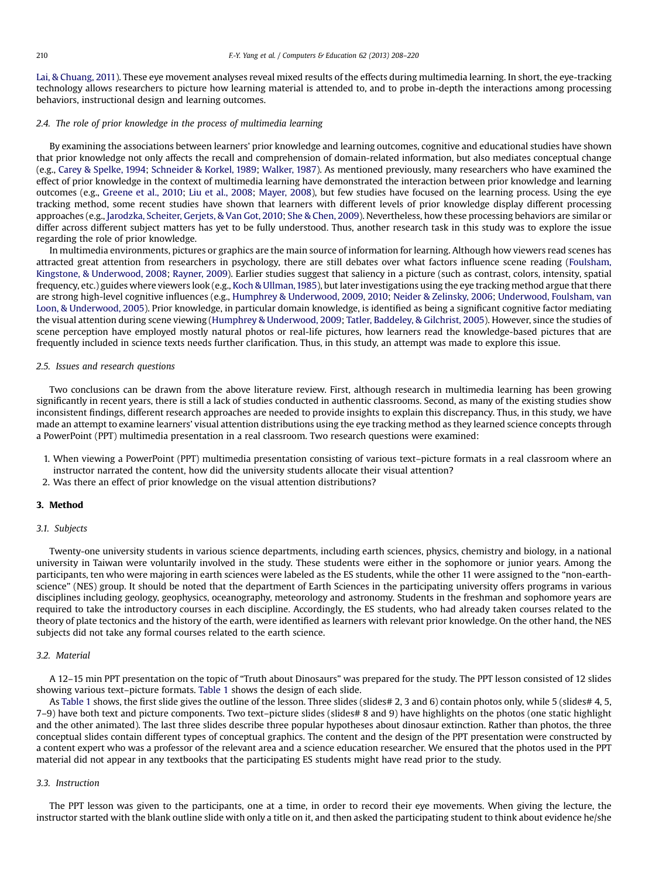Lai, & Chuang, 2011). These eye movement analyses reveal mixed results of the effects during multimedia learning. In short, the eye-tracking technology allows researchers to picture how learning material is attended to, and to probe in-depth the interactions among processing behaviors, instructional design and learning outcomes.

### 2.4. The role of prior knowledge in the process of multimedia learning

By examining the associations between learners' prior knowledge and learning outcomes, cognitive and educational studies have shown that prior knowledge not only affects the recall and comprehension of domain-related information, but also mediates conceptual change (e.g., Carey & Spelke, 1994; Schneider & Korkel, 1989; Walker, 1987). As mentioned previously, many researchers who have examined the effect of prior knowledge in the context of multimedia learning have demonstrated the interaction between prior knowledge and learning outcomes (e.g., Greene et al., 2010; Liu et al., 2008; Mayer, 2008), but few studies have focused on the learning process. Using the eye tracking method, some recent studies have shown that learners with different levels of prior knowledge display different processing approaches (e.g., Jarodzka, Scheiter, Gerjets, & Van Got, 2010; She & Chen, 2009). Nevertheless, how these processing behaviors are similar or differ across different subject matters has yet to be fully understood. Thus, another research task in this study was to explore the issue regarding the role of prior knowledge.

In multimedia environments, pictures or graphics are the main source of information for learning. Although how viewers read scenes has attracted great attention from researchers in psychology, there are still debates over what factors influence scene reading (Foulsham, Kingstone, & Underwood, 2008; Rayner, 2009). Earlier studies suggest that saliency in a picture (such as contrast, colors, intensity, spatial frequency, etc.) guides where viewers look (e.g., Koch & Ullman, 1985), but later investigations using the eye tracking method argue that there are strong high-level cognitive influences (e.g., Humphrey & Underwood, 2009, 2010; Neider & Zelinsky, 2006; Underwood, Foulsham, van Loon, & Underwood, 2005). Prior knowledge, in particular domain knowledge, is identified as being a significant cognitive factor mediating the visual attention during scene viewing (Humphrey & Underwood, 2009; Tatler, Baddeley, & Gilchrist, 2005). However, since the studies of scene perception have employed mostly natural photos or real-life pictures, how learners read the knowledge-based pictures that are frequently included in science texts needs further clarification. Thus, in this study, an attempt was made to explore this issue.

### 2.5. Issues and research questions

Two conclusions can be drawn from the above literature review. First, although research in multimedia learning has been growing significantly in recent years, there is still a lack of studies conducted in authentic classrooms. Second, as many of the existing studies show inconsistent findings, different research approaches are needed to provide insights to explain this discrepancy. Thus, in this study, we have made an attempt to examine learners' visual attention distributions using the eye tracking method as they learned science concepts through a PowerPoint (PPT) multimedia presentation in a real classroom. Two research questions were examined:

1. When viewing a PowerPoint (PPT) multimedia presentation consisting of various text–picture formats in a real classroom where an instructor narrated the content, how did the university students allocate their visual attention?
2. Was there an effect of prior knowledge on the visual attention distributions?

## 3. Method

### 3.1. Subjects

Twenty-one university students in various science departments, including earth sciences, physics, chemistry and biology, in a national university in Taiwan were voluntarily involved in the study. These students were either in the sophomore or junior years. Among the participants, ten who were majoring in earth sciences were labeled as the ES students, while the other 11 were assigned to the "non-earth-science" (NES) group. It should be noted that the department of Earth Sciences in the participating university offers programs in various disciplines including geology, geophysics, oceanography, meteorology and astronomy. Students in the freshman and sophomore years are required to take the introductory courses in each discipline. Accordingly, the ES students, who had already taken courses related to the theory of plate tectonics and the history of the earth, were identified as learners with relevant prior knowledge. On the other hand, the NES subjects did not take any formal courses related to the earth science.

### 3.2. Material

A 12–15 min PPT presentation on the topic of "Truth about Dinosaurs" was prepared for the study. The PPT lesson consisted of 12 slides showing various text–picture formats. Table 1 shows the design of each slide.

As Table 1 shows, the first slide gives the outline of the lesson. Three slides (slides# 2, 3 and 6) contain photos only, while 5 (slides# 4, 5, 7–9) have both text and picture components. Two text–picture slides (slides# 8 and 9) have highlights on the photos (one static highlight and the other animated). The last three slides describe three popular hypotheses about dinosaur extinction. Rather than photos, the three conceptual slides contain different types of conceptual graphics. The content and the design of the PPT presentation were constructed by a content expert who was a professor of the relevant area and a science education researcher. We ensured that the photos used in the PPT material did not appear in any textbooks that the participating ES students might have read prior to the study.

### 3.3. Instruction

The PPT lesson was given to the participants, one at a time, in order to record their eye movements. When giving the lecture, the instructor started with the blank outline slide with only a title on it, and then asked the participating student to think about evidence he/she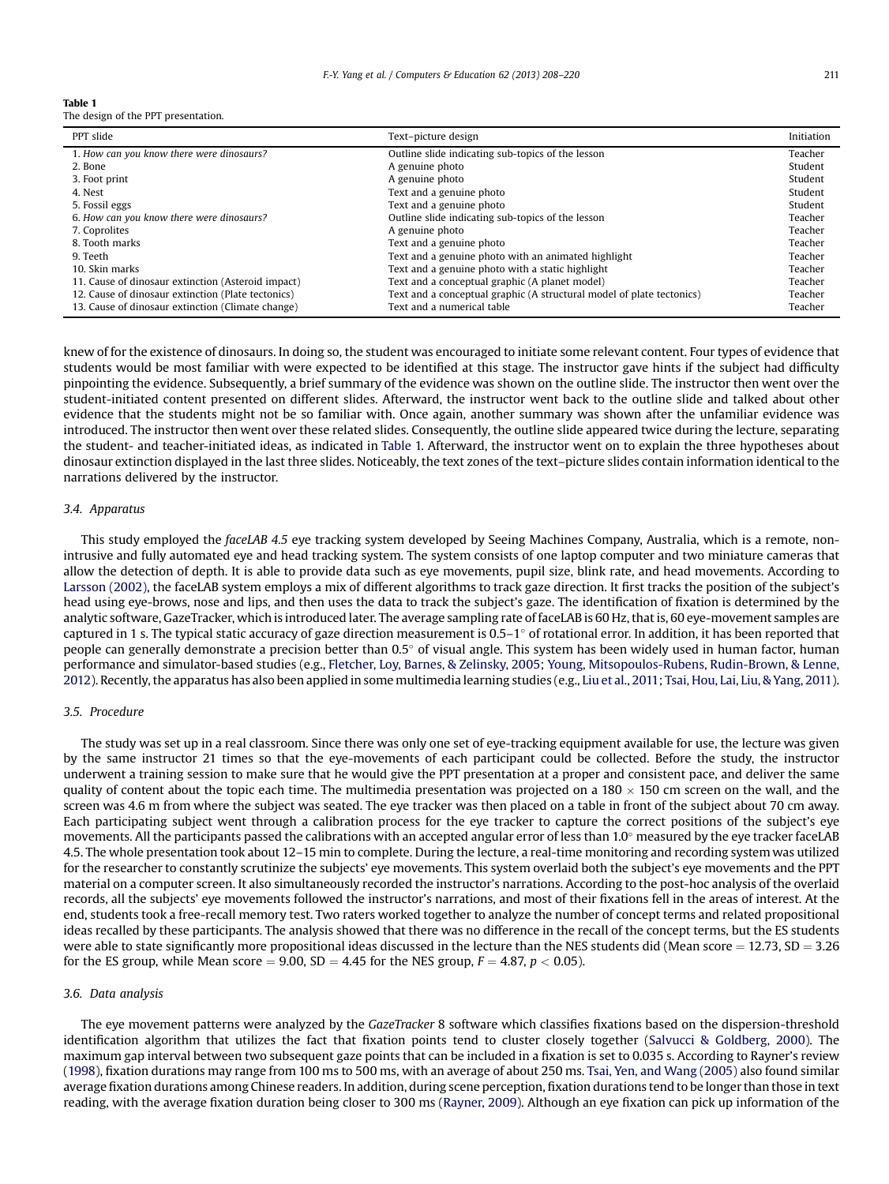**Table 1**
The design of the PPT presentation.

| PPT slide | Text–picture design | Initiation |
|---|---|---|
| 1. *How can you know there were dinosaurs?* | Outline slide indicating sub-topics of the lesson | Teacher |
| 2. Bone | A genuine photo | Student |
| 3. Foot print | A genuine photo | Student |
| 4. Nest | Text and a genuine photo | Student |
| 5. Fossil eggs | Text and a genuine photo | Student |
| 6. *How can you know there were dinosaurs?* | Outline slide indicating sub-topics of the lesson | Teacher |
| 7. Coprolites | A genuine photo | Teacher |
| 8. Tooth marks | Text and a genuine photo | Teacher |
| 9. Teeth | Text and a genuine photo with an animated highlight | Teacher |
| 10. Skin marks | Text and a genuine photo with a static highlight | Teacher |
| 11. Cause of dinosaur extinction (Asteroid impact) | Text and a conceptual graphic (A planet model) | Teacher |
| 12. Cause of dinosaur extinction (Plate tectonics) | Text and a conceptual graphic (A structural model of plate tectonics) | Teacher |
| 13. Cause of dinosaur extinction (Climate change) | Text and a numerical table | Teacher |

knew of for the existence of dinosaurs. In doing so, the student was encouraged to initiate some relevant content. Four types of evidence that students would be most familiar with were expected to be identified at this stage. The instructor gave hints if the subject had difficulty pinpointing the evidence. Subsequently, a brief summary of the evidence was shown on the outline slide. The instructor then went over the student-initiated content presented on different slides. Afterward, the instructor went back to the outline slide and talked about other evidence that the students might not be so familiar with. Once again, another summary was shown after the unfamiliar evidence was introduced. The instructor then went over these related slides. Consequently, the outline slide appeared twice during the lecture, separating the student- and teacher-initiated ideas, as indicated in Table 1. Afterward, the instructor went on to explain the three hypotheses about dinosaur extinction displayed in the last three slides. Noticeably, the text zones of the text–picture slides contain information identical to the narrations delivered by the instructor.

### 3.4. Apparatus

This study employed the *faceLAB 4.5* eye tracking system developed by Seeing Machines Company, Australia, which is a remote, non-intrusive and fully automated eye and head tracking system. The system consists of one laptop computer and two miniature cameras that allow the detection of depth. It is able to provide data such as eye movements, pupil size, blink rate, and head movements. According to Larsson (2002), the faceLAB system employs a mix of different algorithms to track gaze direction. It first tracks the position of the subject's head using eye-brows, nose and lips, and then uses the data to track the subject's gaze. The identification of fixation is determined by the analytic software, GazeTracker, which is introduced later. The average sampling rate of faceLAB is 60 Hz, that is, 60 eye-movement samples are captured in 1 s. The typical static accuracy of gaze direction measurement is 0.5–1° of rotational error. In addition, it has been reported that people can generally demonstrate a precision better than 0.5° of visual angle. This system has been widely used in human factor, human performance and simulator-based studies (e.g., Fletcher, Loy, Barnes, & Zelinsky, 2005; Young, Mitsopoulos-Rubens, Rudin-Brown, & Lenne, 2012). Recently, the apparatus has also been applied in some multimedia learning studies (e.g., Liu et al., 2011; Tsai, Hou, Lai, Liu, & Yang, 2011).

### 3.5. Procedure

The study was set up in a real classroom. Since there was only one set of eye-tracking equipment available for use, the lecture was given by the same instructor 21 times so that the eye-movements of each participant could be collected. Before the study, the instructor underwent a training session to make sure that he would give the PPT presentation at a proper and consistent pace, and deliver the same quality of content about the topic each time. The multimedia presentation was projected on a 180 × 150 cm screen on the wall, and the screen was 4.6 m from where the subject was seated. The eye tracker was then placed on a table in front of the subject about 70 cm away. Each participating subject went through a calibration process for the eye tracker to capture the correct positions of the subject's eye movements. All the participants passed the calibrations with an accepted angular error of less than 1.0° measured by the eye tracker faceLAB 4.5. The whole presentation took about 12–15 min to complete. During the lecture, a real-time monitoring and recording system was utilized for the researcher to constantly scrutinize the subjects' eye movements. This system overlaid both the subject's eye movements and the PPT material on a computer screen. It also simultaneously recorded the instructor's narrations. According to the post-hoc analysis of the overlaid records, all the subjects' eye movements followed the instructor's narrations, and most of their fixations fell in the areas of interest. At the end, students took a free-recall memory test. Two raters worked together to analyze the number of concept terms and related propositional ideas recalled by these participants. The analysis showed that there was no difference in the recall of the concept terms, but the ES students were able to state significantly more propositional ideas discussed in the lecture than the NES students did (Mean score = 12.73, SD = 3.26 for the ES group, while Mean score = 9.00, SD = 4.45 for the NES group, $F = 4.87$, $p < 0.05$).

### 3.6. Data analysis

The eye movement patterns were analyzed by the *GazeTracker* 8 software which classifies fixations based on the dispersion-threshold identification algorithm that utilizes the fact that fixation points tend to cluster closely together (Salvucci & Goldberg, 2000). The maximum gap interval between two subsequent gaze points that can be included in a fixation is set to 0.035 s. According to Rayner's review (1998), fixation durations may range from 100 ms to 500 ms, with an average of about 250 ms. Tsai, Yen, and Wang (2005) also found similar average fixation durations among Chinese readers. In addition, during scene perception, fixation durations tend to be longer than those in text reading, with the average fixation duration being closer to 300 ms (Rayner, 2009). Although an eye fixation can pick up information of the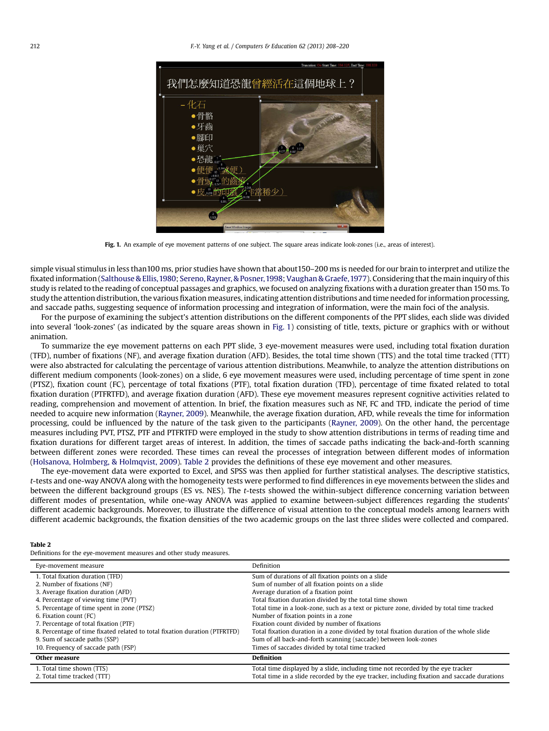**Fig. 1.** An example of eye movement patterns of one subject. The square areas indicate look-zones (i.e., areas of interest).

simple visual stimulus in less than100 ms, prior studies have shown that about150–200 ms is needed for our brain to interpret and utilize the fixated information (Salthouse & Ellis, 1980; Sereno, Rayner, & Posner, 1998; Vaughan & Graefe, 1977). Considering that the main inquiry of this study is related to the reading of conceptual passages and graphics, we focused on analyzing fixations with a duration greater than 150 ms. To study the attention distribution, the various fixation measures, indicating attention distributions and time needed for information processing, and saccade paths, suggesting sequence of information processing and integration of information, were the main foci of the analysis.

For the purpose of examining the subject's attention distributions on the different components of the PPT slides, each slide was divided into several 'look-zones' (as indicated by the square areas shown in Fig. 1) consisting of title, texts, picture or graphics with or without animation.

To summarize the eye movement patterns on each PPT slide, 3 eye-movement measures were used, including total fixation duration (TFD), number of fixations (NF), and average fixation duration (AFD). Besides, the total time shown (TTS) and the total time tracked (TTT) were also abstracted for calculating the percentage of various attention distributions. Meanwhile, to analyze the attention distributions on different medium components (look-zones) on a slide, 6 eye movement measures were used, including percentage of time spent in zone (PTSZ), fixation count (FC), percentage of total fixations (PTF), total fixation duration (TFD), percentage of time fixated related to total fixation duration (PTFRTFD), and average fixation duration (AFD). These eye movement measures represent cognitive activities related to reading, comprehension and movement of attention. In brief, the fixation measures such as NF, FC and TFD, indicate the period of time needed to acquire new information (Rayner, 2009). Meanwhile, the average fixation duration, AFD, while reveals the time for information processing, could be influenced by the nature of the task given to the participants (Rayner, 2009). On the other hand, the percentage measures including PVT, PTSZ, PTF and PTFRTFD were employed in the study to show attention distributions in terms of reading time and fixation durations for different target areas of interest. In addition, the times of saccade paths indicating the back-and-forth scanning between different zones were recorded. These times can reveal the processes of integration between different modes of information (Holsanova, Holmberg, & Holmqvist, 2009). Table 2 provides the definitions of these eye movement and other measures.

The eye-movement data were exported to Excel, and SPSS was then applied for further statistical analyses. The descriptive statistics, *t*-tests and one-way ANOVA along with the homogeneity tests were performed to find differences in eye movements between the slides and between the different background groups (ES vs. NES). The *t*-tests showed the within-subject difference concerning variation between different modes of presentation, while one-way ANOVA was applied to examine between-subject differences regarding the students' different academic backgrounds. Moreover, to illustrate the difference of visual attention to the conceptual models among learners with different academic backgrounds, the fixation densities of the two academic groups on the last three slides were collected and compared.

**Table 2**
Definitions for the eye-movement measures and other study measures.

| Eye-movement measure | Definition |
|---|---|
| 1. Total fixation duration (TFD) | Sum of durations of all fixation points on a slide |
| 2. Number of fixations (NF) | Sum of number of all fixation points on a slide |
| 3. Average fixation duration (AFD) | Average duration of a fixation point |
| 4. Percentage of viewing time (PVT) | Total fixation duration divided by the total time shown |
| 5. Percentage of time spent in zone (PTSZ) | Total time in a look-zone, such as a text or picture zone, divided by total time tracked |
| 6. Fixation count (FC) | Number of fixation points in a zone |
| 7. Percentage of total fixation (PTF) | Fixation count divided by number of fixations |
| 8. Percentage of time fixated related to total fixation duration (PTFRTFD) | Total fixation duration in a zone divided by total fixation duration of the whole slide |
| 9. Sum of saccade paths (SSP) | Sum of all back-and-forth scanning (saccade) between look-zones |
| 10. Frequency of saccade path (FSP) | Times of saccades divided by total time tracked |
| **Other measure** | **Definition** |
| 1. Total time shown (TTS) | Total time displayed by a slide, including time not recorded by the eye tracker |
| 2. Total time tracked (TTT) | Total time in a slide recorded by the eye tracker, including fixation and saccade durations |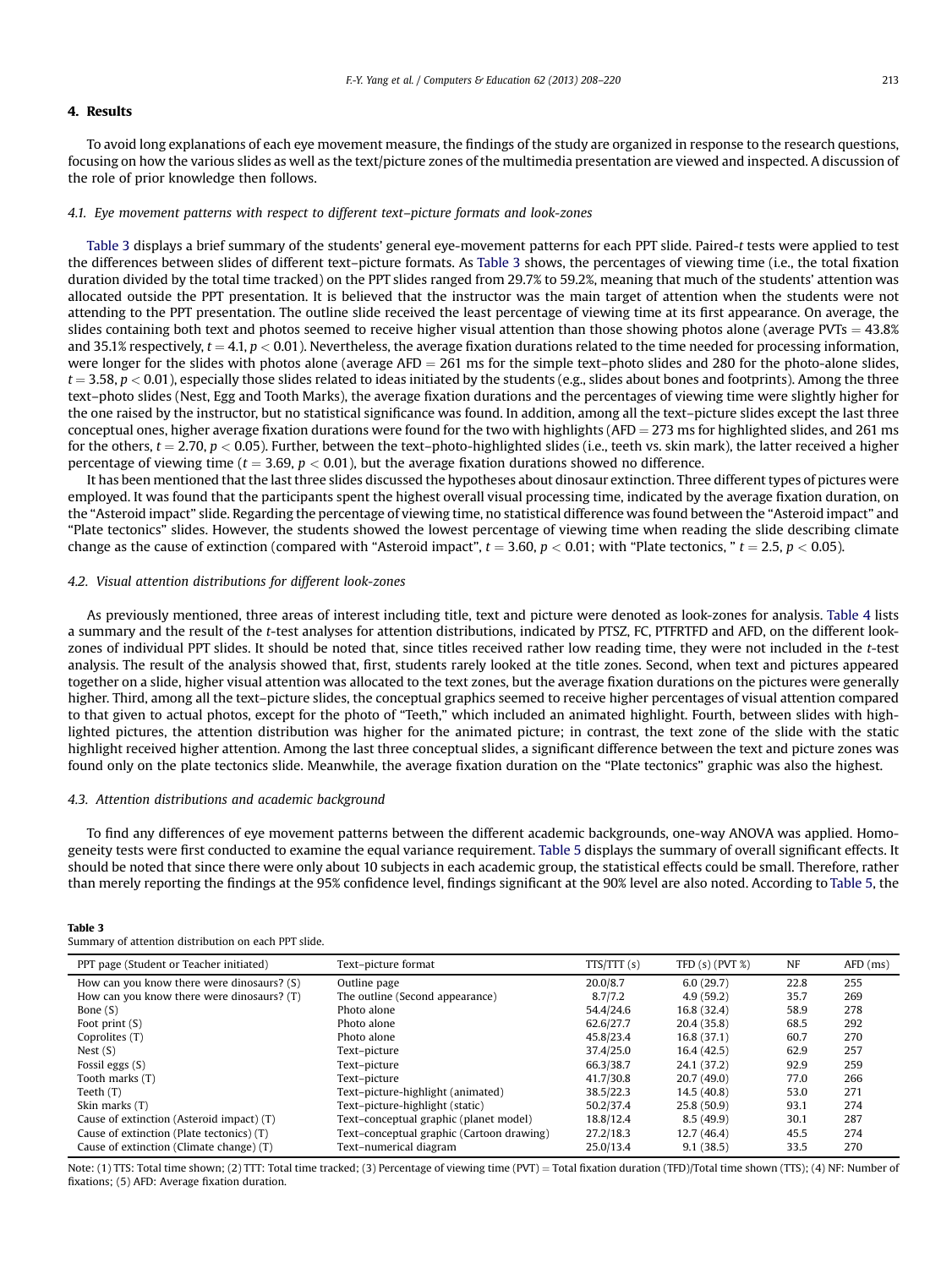## 4. Results

To avoid long explanations of each eye movement measure, the findings of the study are organized in response to the research questions, focusing on how the various slides as well as the text/picture zones of the multimedia presentation are viewed and inspected. A discussion of the role of prior knowledge then follows.

### 4.1. Eye movement patterns with respect to different text–picture formats and look-zones

Table 3 displays a brief summary of the students' general eye-movement patterns for each PPT slide. Paired-$t$ tests were applied to test the differences between slides of different text–picture formats. As Table 3 shows, the percentages of viewing time (i.e., the total fixation duration divided by the total time tracked) on the PPT slides ranged from 29.7% to 59.2%, meaning that much of the students' attention was allocated outside the PPT presentation. It is believed that the instructor was the main target of attention when the students were not attending to the PPT presentation. The outline slide received the least percentage of viewing time at its first appearance. On average, the slides containing both text and photos seemed to receive higher visual attention than those showing photos alone (average PVTs = 43.8% and 35.1% respectively, $t = 4.1$, $p < 0.01$). Nevertheless, the average fixation durations related to the time needed for processing information, were longer for the slides with photos alone (average AFD = 261 ms for the simple text–photo slides and 280 for the photo-alone slides, $t = 3.58$, $p < 0.01$), especially those slides related to ideas initiated by the students (e.g., slides about bones and footprints). Among the three text–photo slides (Nest, Egg and Tooth Marks), the average fixation durations and the percentages of viewing time were slightly higher for the one raised by the instructor, but no statistical significance was found. In addition, among all the text–picture slides except the last three conceptual ones, higher average fixation durations were found for the two with highlights (AFD = 273 ms for highlighted slides, and 261 ms for the others, $t = 2.70$, $p < 0.05$). Further, between the text–photo-highlighted slides (i.e., teeth vs. skin mark), the latter received a higher percentage of viewing time ($t = 3.69$, $p < 0.01$), but the average fixation durations showed no difference.

It has been mentioned that the last three slides discussed the hypotheses about dinosaur extinction. Three different types of pictures were employed. It was found that the participants spent the highest overall visual processing time, indicated by the average fixation duration, on the "Asteroid impact" slide. Regarding the percentage of viewing time, no statistical difference was found between the "Asteroid impact" and "Plate tectonics" slides. However, the students showed the lowest percentage of viewing time when reading the slide describing climate change as the cause of extinction (compared with "Asteroid impact", $t = 3.60$, $p < 0.01$; with "Plate tectonics, " $t = 2.5$, $p < 0.05$).

### 4.2. Visual attention distributions for different look-zones

As previously mentioned, three areas of interest including title, text and picture were denoted as look-zones for analysis. Table 4 lists a summary and the result of the $t$-test analyses for attention distributions, indicated by PTSZ, FC, PTFRTFD and AFD, on the different look-zones of individual PPT slides. It should be noted that, since titles received rather low reading time, they were not included in the $t$-test analysis. The result of the analysis showed that, first, students rarely looked at the title zones. Second, when text and pictures appeared together on a slide, higher visual attention was allocated to the text zones, but the average fixation durations on the pictures were generally higher. Third, among all the text–picture slides, the conceptual graphics seemed to receive higher percentages of visual attention compared to that given to actual photos, except for the photo of "Teeth," which included an animated highlight. Fourth, between slides with highlighted pictures, the attention distribution was higher for the animated picture; in contrast, the text zone of the slide with the static highlight received higher attention. Among the last three conceptual slides, a significant difference between the text and picture zones was found only on the plate tectonics slide. Meanwhile, the average fixation duration on the "Plate tectonics" graphic was also the highest.

### 4.3. Attention distributions and academic background

To find any differences of eye movement patterns between the different academic backgrounds, one-way ANOVA was applied. Homogeneity tests were first conducted to examine the equal variance requirement. Table 5 displays the summary of overall significant effects. It should be noted that since there were only about 10 subjects in each academic group, the statistical effects could be small. Therefore, rather than merely reporting the findings at the 95% confidence level, findings significant at the 90% level are also noted. According to Table 5, the

**Table 3**
Summary of attention distribution on each PPT slide.

| PPT page (Student or Teacher initiated) | Text–picture format | TTS/TTT (s) | TFD (s) (PVT %) | NF | AFD (ms) |
|---|---|---|---|---|---|
| How can you know there were dinosaurs? (S) | Outline page | 20.0/8.7 | 6.0 (29.7) | 22.8 | 255 |
| How can you know there were dinosaurs? (T) | The outline (Second appearance) | 8.7/7.2 | 4.9 (59.2) | 35.7 | 269 |
| Bone (S) | Photo alone | 54.4/24.6 | 16.8 (32.4) | 58.9 | 278 |
| Foot print (S) | Photo alone | 62.6/27.7 | 20.4 (35.8) | 68.5 | 292 |
| Coprolites (T) | Photo alone | 45.8/23.4 | 16.8 (37.1) | 60.7 | 270 |
| Nest (S) | Text–picture | 37.4/25.0 | 16.4 (42.5) | 62.9 | 257 |
| Fossil eggs (S) | Text–picture | 66.3/38.7 | 24.1 (37.2) | 92.9 | 259 |
| Tooth marks (T) | Text–picture | 41.7/30.8 | 20.7 (49.0) | 77.0 | 266 |
| Teeth (T) | Text–picture-highlight (animated) | 38.5/22.3 | 14.5 (40.8) | 53.0 | 271 |
| Skin marks (T) | Text–picture-highlight (static) | 50.2/37.4 | 25.8 (50.9) | 93.1 | 274 |
| Cause of extinction (Asteroid impact) (T) | Text–conceptual graphic (planet model) | 18.8/12.4 | 8.5 (49.9) | 30.1 | 287 |
| Cause of extinction (Plate tectonics) (T) | Text–conceptual graphic (Cartoon drawing) | 27.2/18.3 | 12.7 (46.4) | 45.5 | 274 |
| Cause of extinction (Climate change) (T) | Text–numerical diagram | 25.0/13.4 | 9.1 (38.5) | 33.5 | 270 |

Note: (1) TTS: Total time shown; (2) TTT: Total time tracked; (3) Percentage of viewing time (PVT) = Total fixation duration (TFD)/Total time shown (TTS); (4) NF: Number of fixations; (5) AFD: Average fixation duration.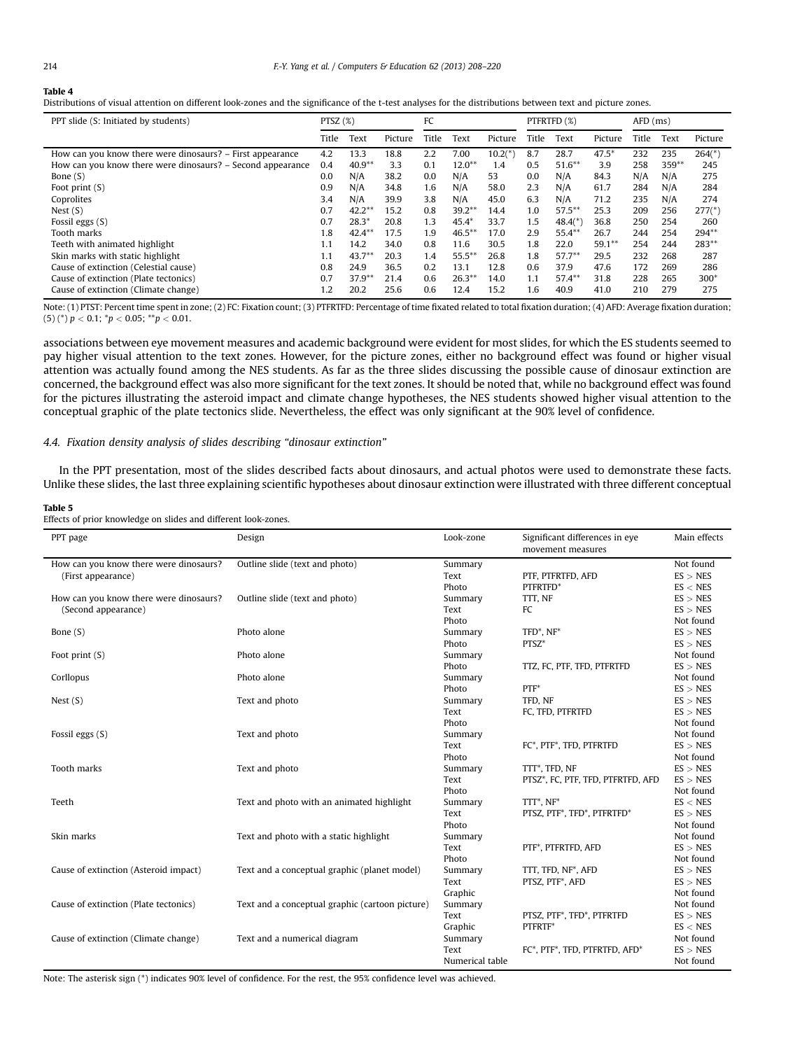**Table 4**

Distributions of visual attention on different look-zones and the significance of the t-test analyses for the distributions between text and picture zones.

| PPT slide (S: Initiated by students) | PTSZ (%) | | | FC | | | PTFRTFD (%) | | | AFD (ms) | | |
|---|---|---|---|---|---|---|---|---|---|---|---|---|
| | Title | Text | Picture | Title | Text | Picture | Title | Text | Picture | Title | Text | Picture |
| How can you know there were dinosaurs? – First appearance | 4.2 | 13.3 | 18.8 | 2.2 | 7.00 | 10.2(*) | 8.7 | 28.7 | 47.5* | 232 | 235 | 264(*) |
| How can you know there were dinosaurs? – Second appearance | 0.4 | 40.9** | 3.3 | 0.1 | 12.0** | 1.4 | 0.5 | 51.6** | 3.9 | 258 | 359** | 245 |
| Bone (S) | 0.0 | N/A | 38.2 | 0.0 | N/A | 53 | 0.0 | N/A | 84.3 | N/A | N/A | 275 |
| Foot print (S) | 0.9 | N/A | 34.8 | 1.6 | N/A | 58.0 | 2.3 | N/A | 61.7 | 284 | N/A | 284 |
| Coprolites | 3.4 | N/A | 39.9 | 3.8 | N/A | 45.0 | 6.3 | N/A | 71.2 | 235 | N/A | 274 |
| Nest (S) | 0.7 | 42.2** | 15.2 | 0.8 | 39.2** | 14.4 | 1.0 | 57.5** | 25.3 | 209 | 256 | 277(*) |
| Fossil eggs (S) | 0.7 | 28.3* | 20.8 | 1.3 | 45.4* | 33.7 | 1.5 | 48.4(*) | 36.8 | 250 | 254 | 260 |
| Tooth marks | 1.8 | 42.4** | 17.5 | 1.9 | 46.5** | 17.0 | 2.9 | 55.4** | 26.7 | 244 | 254 | 294** |
| Teeth with animated highlight | 1.1 | 14.2 | 34.0 | 0.8 | 11.6 | 30.5 | 1.8 | 22.0 | 59.1** | 254 | 244 | 283** |
| Skin marks with static highlight | 1.1 | 43.7** | 20.3 | 1.4 | 55.5** | 26.8 | 1.8 | 57.7** | 29.5 | 232 | 268 | 287 |
| Cause of extinction (Celestial cause) | 0.8 | 24.9 | 36.5 | 0.2 | 13.1 | 12.8 | 0.6 | 37.9 | 47.6 | 172 | 269 | 286 |
| Cause of extinction (Plate tectonics) | 0.7 | 37.9** | 21.4 | 0.6 | 26.3** | 14.0 | 1.1 | 57.4** | 31.8 | 228 | 265 | 300* |
| Cause of extinction (Climate change) | 1.2 | 20.2 | 25.6 | 0.6 | 12.4 | 15.2 | 1.6 | 40.9 | 41.0 | 210 | 279 | 275 |

Note: (1) PTST: Percent time spent in zone; (2) FC: Fixation count; (3) PTFRTFD: Percentage of time fixated related to total fixation duration; (4) AFD: Average fixation duration; (5) (*) $p < 0.1$; *$p < 0.05$; **$p < 0.01$.

associations between eye movement measures and academic background were evident for most slides, for which the ES students seemed to pay higher visual attention to the text zones. However, for the picture zones, either no background effect was found or higher visual attention was actually found among the NES students. As far as the three slides discussing the possible cause of dinosaur extinction are concerned, the background effect was also more significant for the text zones. It should be noted that, while no background effect was found for the pictures illustrating the asteroid impact and climate change hypotheses, the NES students showed higher visual attention to the conceptual graphic of the plate tectonics slide. Nevertheless, the effect was only significant at the 90% level of confidence.

### 4.4. Fixation density analysis of slides describing "dinosaur extinction"

In the PPT presentation, most of the slides described facts about dinosaurs, and actual photos were used to demonstrate these facts. Unlike these slides, the last three explaining scientific hypotheses about dinosaur extinction were illustrated with three different conceptual

**Table 5**

Effects of prior knowledge on slides and different look-zones.

| PPT page | Design | Look-zone | Significant differences in eye movement measures | Main effects |
|---|---|---|---|---|
| How can you know there were dinosaurs? (First appearance) | Outline slide (text and photo) | Summary | | Not found |
| | | Text | PTF, PTFRTFD, AFD | ES > NES |
| | | Photo | PTFRTFD* | ES < NES |
| How can you know there were dinosaurs? (Second appearance) | Outline slide (text and photo) | Summary | TTT, NF | ES > NES |
| | | Text | FC | ES > NES |
| | | Photo | | Not found |
| Bone (S) | Photo alone | Summary | TFD*, NF* | ES > NES |
| | | Photo | PTSZ* | ES > NES |
| Foot print (S) | Photo alone | Summary | | Not found |
| | | Photo | TTZ, FC, PTF, TFD, PTFRTFD | ES > NES |
| Corllopus | Photo alone | Summary | | Not found |
| | | Photo | PTF* | ES > NES |
| Nest (S) | Text and photo | Summary | TFD, NF | ES > NES |
| | | Text | FC, TFD, PTFRTFD | ES > NES |
| | | Photo | | Not found |
| Fossil eggs (S) | Text and photo | Summary | | Not found |
| | | Text | FC*, PTF*, TFD, PTFRTFD | ES > NES |
| | | Photo | | Not found |
| Tooth marks | Text and photo | Summary | TTT*, TFD, NF | ES > NES |
| | | Text | PTSZ*, FC, PTF, TFD, PTFRTFD, AFD | ES > NES |
| | | Photo | | Not found |
| Teeth | Text and photo with an animated highlight | Summary | TTT*, NF* | ES < NES |
| | | Text | PTSZ, PTF*, TFD*, PTFRTFD* | ES > NES |
| | | Photo | | Not found |
| Skin marks | Text and photo with a static highlight | Summary | | Not found |
| | | Text | PTF*, PTFRTFD, AFD | ES > NES |
| | | Photo | | Not found |
| Cause of extinction (Asteroid impact) | Text and a conceptual graphic (planet model) | Summary | TTT, TFD, NF*, AFD | ES > NES |
| | | Text | PTSZ, PTF*, AFD | ES > NES |
| | | Graphic | | Not found |
| Cause of extinction (Plate tectonics) | Text and a conceptual graphic (cartoon picture) | Summary | | Not found |
| | | Text | PTSZ, PTF*, TFD*, PTFRTFD | ES > NES |
| | | Graphic | PTFRTF* | ES < NES |
| Cause of extinction (Climate change) | Text and a numerical diagram | Summary | | Not found |
| | | Text | FC*, PTF*, TFD, PTFRTFD, AFD* | ES > NES |
| | | Numerical table | | Not found |

Note: The asterisk sign (*) indicates 90% level of confidence. For the rest, the 95% confidence level was achieved.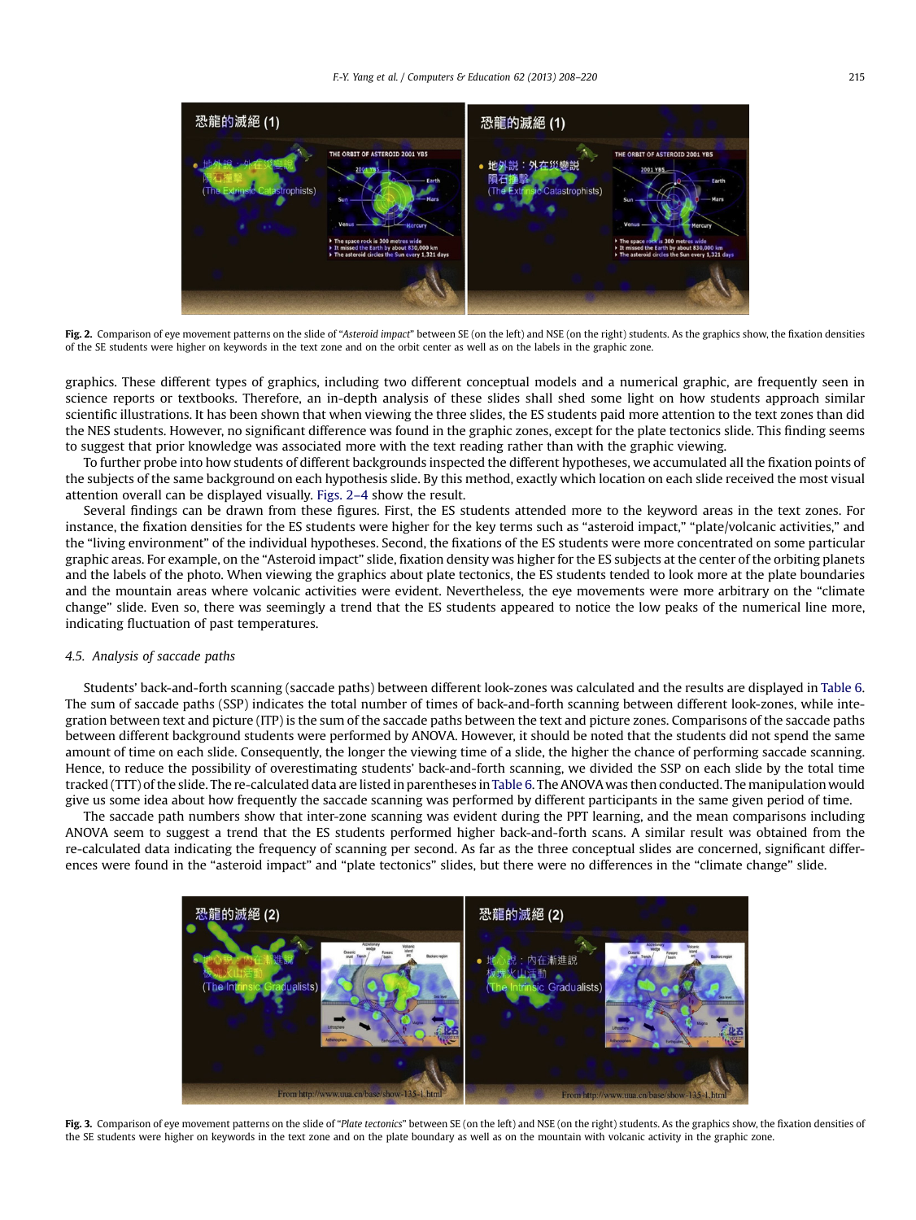Fig. 2. Comparison of eye movement patterns on the slide of "*Asteroid impact*" between SE (on the left) and NSE (on the right) students. As the graphics show, the fixation densities of the SE students were higher on keywords in the text zone and on the orbit center as well as on the labels in the graphic zone.

graphics. These different types of graphics, including two different conceptual models and a numerical graphic, are frequently seen in science reports or textbooks. Therefore, an in-depth analysis of these slides shall shed some light on how students approach similar scientific illustrations. It has been shown that when viewing the three slides, the ES students paid more attention to the text zones than did the NES students. However, no significant difference was found in the graphic zones, except for the plate tectonics slide. This finding seems to suggest that prior knowledge was associated more with the text reading rather than with the graphic viewing.

To further probe into how students of different backgrounds inspected the different hypotheses, we accumulated all the fixation points of the subjects of the same background on each hypothesis slide. By this method, exactly which location on each slide received the most visual attention overall can be displayed visually. Figs. 2–4 show the result.

Several findings can be drawn from these figures. First, the ES students attended more to the keyword areas in the text zones. For instance, the fixation densities for the ES students were higher for the key terms such as "asteroid impact," "plate/volcanic activities," and the "living environment" of the individual hypotheses. Second, the fixations of the ES students were more concentrated on some particular graphic areas. For example, on the "Asteroid impact" slide, fixation density was higher for the ES subjects at the center of the orbiting planets and the labels of the photo. When viewing the graphics about plate tectonics, the ES students tended to look more at the plate boundaries and the mountain areas where volcanic activities were evident. Nevertheless, the eye movements were more arbitrary on the "climate change" slide. Even so, there was seemingly a trend that the ES students appeared to notice the low peaks of the numerical line more, indicating fluctuation of past temperatures.

### 4.5. Analysis of saccade paths

Students' back-and-forth scanning (saccade paths) between different look-zones was calculated and the results are displayed in Table 6. The sum of saccade paths (SSP) indicates the total number of times of back-and-forth scanning between different look-zones, while integration between text and picture (ITP) is the sum of the saccade paths between the text and picture zones. Comparisons of the saccade paths between different background students were performed by ANOVA. However, it should be noted that the students did not spend the same amount of time on each slide. Consequently, the longer the viewing time of a slide, the higher the chance of performing saccade scanning. Hence, to reduce the possibility of overestimating students' back-and-forth scanning, we divided the SSP on each slide by the total time tracked (TTT) of the slide. The re-calculated data are listed in parentheses in Table 6. The ANOVA was then conducted. The manipulation would give us some idea about how frequently the saccade scanning was performed by different participants in the same given period of time.

The saccade path numbers show that inter-zone scanning was evident during the PPT learning, and the mean comparisons including ANOVA seem to suggest a trend that the ES students performed higher back-and-forth scans. A similar result was obtained from the re-calculated data indicating the frequency of scanning per second. As far as the three conceptual slides are concerned, significant differences were found in the "asteroid impact" and "plate tectonics" slides, but there were no differences in the "climate change" slide.

Fig. 3. Comparison of eye movement patterns on the slide of "*Plate tectonics*" between SE (on the left) and NSE (on the right) students. As the graphics show, the fixation densities of the SE students were higher on keywords in the text zone and on the plate boundary as well as on the mountain with volcanic activity in the graphic zone.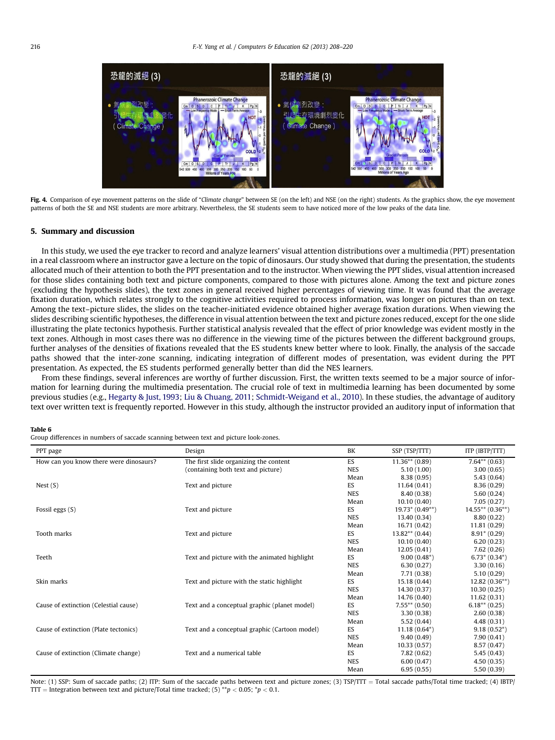**Fig. 4.** Comparison of eye movement patterns on the slide of "*Climate change*" between SE (on the left) and NSE (on the right) students. As the graphics show, the eye movement patterns of both the SE and NSE students are more arbitrary. Nevertheless, the SE students seem to have noticed more of the low peaks of the data line.

## 5. Summary and discussion

In this study, we used the eye tracker to record and analyze learners' visual attention distributions over a multimedia (PPT) presentation in a real classroom where an instructor gave a lecture on the topic of dinosaurs. Our study showed that during the presentation, the students allocated much of their attention to both the PPT presentation and to the instructor. When viewing the PPT slides, visual attention increased for those slides containing both text and picture components, compared to those with pictures alone. Among the text and picture zones (excluding the hypothesis slides), the text zones in general received higher percentages of viewing time. It was found that the average fixation duration, which relates strongly to the cognitive activities required to process information, was longer on pictures than on text. Among the text–picture slides, the slides on the teacher-initiated evidence obtained higher average fixation durations. When viewing the slides describing scientific hypotheses, the difference in visual attention between the text and picture zones reduced, except for the one slide illustrating the plate tectonics hypothesis. Further statistical analysis revealed that the effect of prior knowledge was evident mostly in the text zones. Although in most cases there was no difference in the viewing time of the pictures between the different background groups, further analyses of the densities of fixations revealed that the ES students knew better where to look. Finally, the analysis of the saccade paths showed that the inter-zone scanning, indicating integration of different modes of presentation, was evident during the PPT presentation. As expected, the ES students performed generally better than did the NES learners.

From these findings, several inferences are worthy of further discussion. First, the written texts seemed to be a major source of information for learning during the multimedia presentation. The crucial role of text in multimedia learning has been documented by some previous studies (e.g., Hegarty & Just, 1993; Liu & Chuang, 2011; Schmidt-Weigand et al., 2010). In these studies, the advantage of auditory text over written text is frequently reported. However in this study, although the instructor provided an auditory input of information that

**Table 6**
Group differences in numbers of saccade scanning between text and picture look-zones.

| PPT page | Design | BK | SSP (TSP/TTT) | ITP (IBTP/TTT) |
|---|---|---|---|---|
| How can you know there were dinosaurs? | The first slide organizing the content (containing both text and picture) | ES | 11.36** (0.89) | 7.64** (0.63) |
| | | NES | 5.10 (1.00) | 3.00 (0.65) |
| | | Mean | 8.38 (0.95) | 5.43 (0.64) |
| Nest (S) | Text and picture | ES | 11.64 (0.41) | 8.36 (0.29) |
| | | NES | 8.40 (0.38) | 5.60 (0.24) |
| | | Mean | 10.10 (0.40) | 7.05 (0.27) |
| Fossil eggs (S) | Text and picture | ES | 19.73* (0.49**) | 14.55** (0.36**) |
| | | NES | 13.40 (0.34) | 8.80 (0.22) |
| | | Mean | 16.71 (0.42) | 11.81 (0.29) |
| Tooth marks | Text and picture | ES | 13.82** (0.44) | 8.91* (0.29) |
| | | NES | 10.10 (0.40) | 6.20 (0.23) |
| | | Mean | 12.05 (0.41) | 7.62 (0.26) |
| Teeth | Text and picture with the animated highlight | ES | 9.00 (0.48*) | 6.73* (0.34*) |
| | | NES | 6.30 (0.27) | 3.30 (0.16) |
| | | Mean | 7.71 (0.38) | 5.10 (0.29) |
| Skin marks | Text and picture with the static highlight | ES | 15.18 (0.44) | 12.82 (0.36**) |
| | | NES | 14.30 (0.37) | 10.30 (0.25) |
| | | Mean | 14.76 (0.40) | 11.62 (0.31) |
| Cause of extinction (Celestial cause) | Text and a conceptual graphic (planet model) | ES | 7.55** (0.50) | 6.18** (0.25) |
| | | NES | 3.30 (0.38) | 2.60 (0.38) |
| | | Mean | 5.52 (0.44) | 4.48 (0.31) |
| Cause of extinction (Plate tectonics) | Text and a conceptual graphic (Cartoon model) | ES | 11.18 (0.64*) | 9.18 (0.52*) |
| | | NES | 9.40 (0.49) | 7.90 (0.41) |
| | | Mean | 10.33 (0.57) | 8.57 (0.47) |
| Cause of extinction (Climate change) | Text and a numerical table | ES | 7.82 (0.62) | 5.45 (0.43) |
| | | NES | 6.00 (0.47) | 4.50 (0.35) |
| | | Mean | 6.95 (0.55) | 5.50 (0.39) |

Note: (1) SSP: Sum of saccade paths; (2) ITP: Sum of the saccade paths between text and picture zones; (3) TSP/TTT = Total saccade paths/Total time tracked; (4) IBTP/TTT = Integration between text and picture/Total time tracked; (5) $^{**}p < 0.05$; $^{*}p < 0.1$.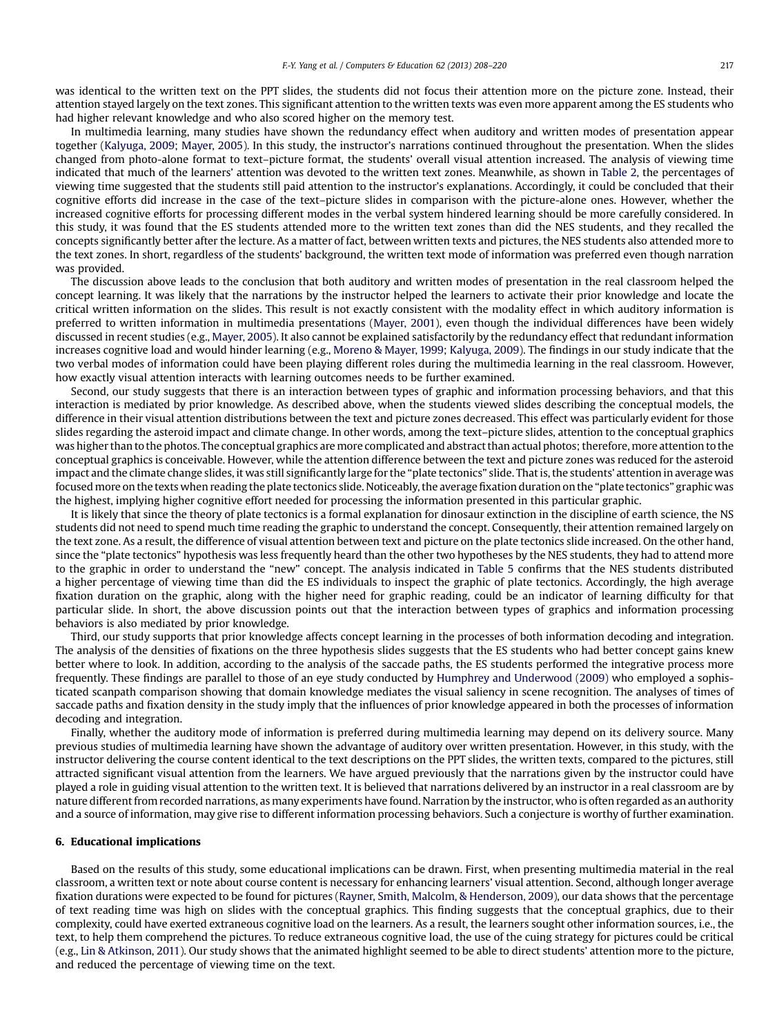was identical to the written text on the PPT slides, the students did not focus their attention more on the picture zone. Instead, their attention stayed largely on the text zones. This significant attention to the written texts was even more apparent among the ES students who had higher relevant knowledge and who also scored higher on the memory test.

In multimedia learning, many studies have shown the redundancy effect when auditory and written modes of presentation appear together (Kalyuga, 2009; Mayer, 2005). In this study, the instructor's narrations continued throughout the presentation. When the slides changed from photo-alone format to text–picture format, the students' overall visual attention increased. The analysis of viewing time indicated that much of the learners' attention was devoted to the written text zones. Meanwhile, as shown in Table 2, the percentages of viewing time suggested that the students still paid attention to the instructor's explanations. Accordingly, it could be concluded that their cognitive efforts did increase in the case of the text–picture slides in comparison with the picture-alone ones. However, whether the increased cognitive efforts for processing different modes in the verbal system hindered learning should be more carefully considered. In this study, it was found that the ES students attended more to the written text zones than did the NES students, and they recalled the concepts significantly better after the lecture. As a matter of fact, between written texts and pictures, the NES students also attended more to the text zones. In short, regardless of the students' background, the written text mode of information was preferred even though narration was provided.

The discussion above leads to the conclusion that both auditory and written modes of presentation in the real classroom helped the concept learning. It was likely that the narrations by the instructor helped the learners to activate their prior knowledge and locate the critical written information on the slides. This result is not exactly consistent with the modality effect in which auditory information is preferred to written information in multimedia presentations (Mayer, 2001), even though the individual differences have been widely discussed in recent studies (e.g., Mayer, 2005). It also cannot be explained satisfactorily by the redundancy effect that redundant information increases cognitive load and would hinder learning (e.g., Moreno & Mayer, 1999; Kalyuga, 2009). The findings in our study indicate that the two verbal modes of information could have been playing different roles during the multimedia learning in the real classroom. However, how exactly visual attention interacts with learning outcomes needs to be further examined.

Second, our study suggests that there is an interaction between types of graphic and information processing behaviors, and that this interaction is mediated by prior knowledge. As described above, when the students viewed slides describing the conceptual models, the difference in their visual attention distributions between the text and picture zones decreased. This effect was particularly evident for those slides regarding the asteroid impact and climate change. In other words, among the text–picture slides, attention to the conceptual graphics was higher than to the photos. The conceptual graphics are more complicated and abstract than actual photos; therefore, more attention to the conceptual graphics is conceivable. However, while the attention difference between the text and picture zones was reduced for the asteroid impact and the climate change slides, it was still significantly large for the "plate tectonics" slide. That is, the students' attention in average was focused more on the texts when reading the plate tectonics slide. Noticeably, the average fixation duration on the "plate tectonics" graphic was the highest, implying higher cognitive effort needed for processing the information presented in this particular graphic.

It is likely that since the theory of plate tectonics is a formal explanation for dinosaur extinction in the discipline of earth science, the NS students did not need to spend much time reading the graphic to understand the concept. Consequently, their attention remained largely on the text zone. As a result, the difference of visual attention between text and picture on the plate tectonics slide increased. On the other hand, since the "plate tectonics" hypothesis was less frequently heard than the other two hypotheses by the NES students, they had to attend more to the graphic in order to understand the "new" concept. The analysis indicated in Table 5 confirms that the NES students distributed a higher percentage of viewing time than did the ES individuals to inspect the graphic of plate tectonics. Accordingly, the high average fixation duration on the graphic, along with the higher need for graphic reading, could be an indicator of learning difficulty for that particular slide. In short, the above discussion points out that the interaction between types of graphics and information processing behaviors is also mediated by prior knowledge.

Third, our study supports that prior knowledge affects concept learning in the processes of both information decoding and integration. The analysis of the densities of fixations on the three hypothesis slides suggests that the ES students who had better concept gains knew better where to look. In addition, according to the analysis of the saccade paths, the ES students performed the integrative process more frequently. These findings are parallel to those of an eye study conducted by Humphrey and Underwood (2009) who employed a sophisticated scanpath comparison showing that domain knowledge mediates the visual saliency in scene recognition. The analyses of times of saccade paths and fixation density in the study imply that the influences of prior knowledge appeared in both the processes of information decoding and integration.

Finally, whether the auditory mode of information is preferred during multimedia learning may depend on its delivery source. Many previous studies of multimedia learning have shown the advantage of auditory over written presentation. However, in this study, with the instructor delivering the course content identical to the text descriptions on the PPT slides, the written texts, compared to the pictures, still attracted significant visual attention from the learners. We have argued previously that the narrations given by the instructor could have played a role in guiding visual attention to the written text. It is believed that narrations delivered by an instructor in a real classroom are by nature different from recorded narrations, as many experiments have found. Narration by the instructor, who is often regarded as an authority and a source of information, may give rise to different information processing behaviors. Such a conjecture is worthy of further examination.

## 6. Educational implications

Based on the results of this study, some educational implications can be drawn. First, when presenting multimedia material in the real classroom, a written text or note about course content is necessary for enhancing learners' visual attention. Second, although longer average fixation durations were expected to be found for pictures (Rayner, Smith, Malcolm, & Henderson, 2009), our data shows that the percentage of text reading time was high on slides with the conceptual graphics. This finding suggests that the conceptual graphics, due to their complexity, could have exerted extraneous cognitive load on the learners. As a result, the learners sought other information sources, i.e., the text, to help them comprehend the pictures. To reduce extraneous cognitive load, the use of the cuing strategy for pictures could be critical (e.g., Lin & Atkinson, 2011). Our study shows that the animated highlight seemed to be able to direct students' attention more to the picture, and reduced the percentage of viewing time on the text.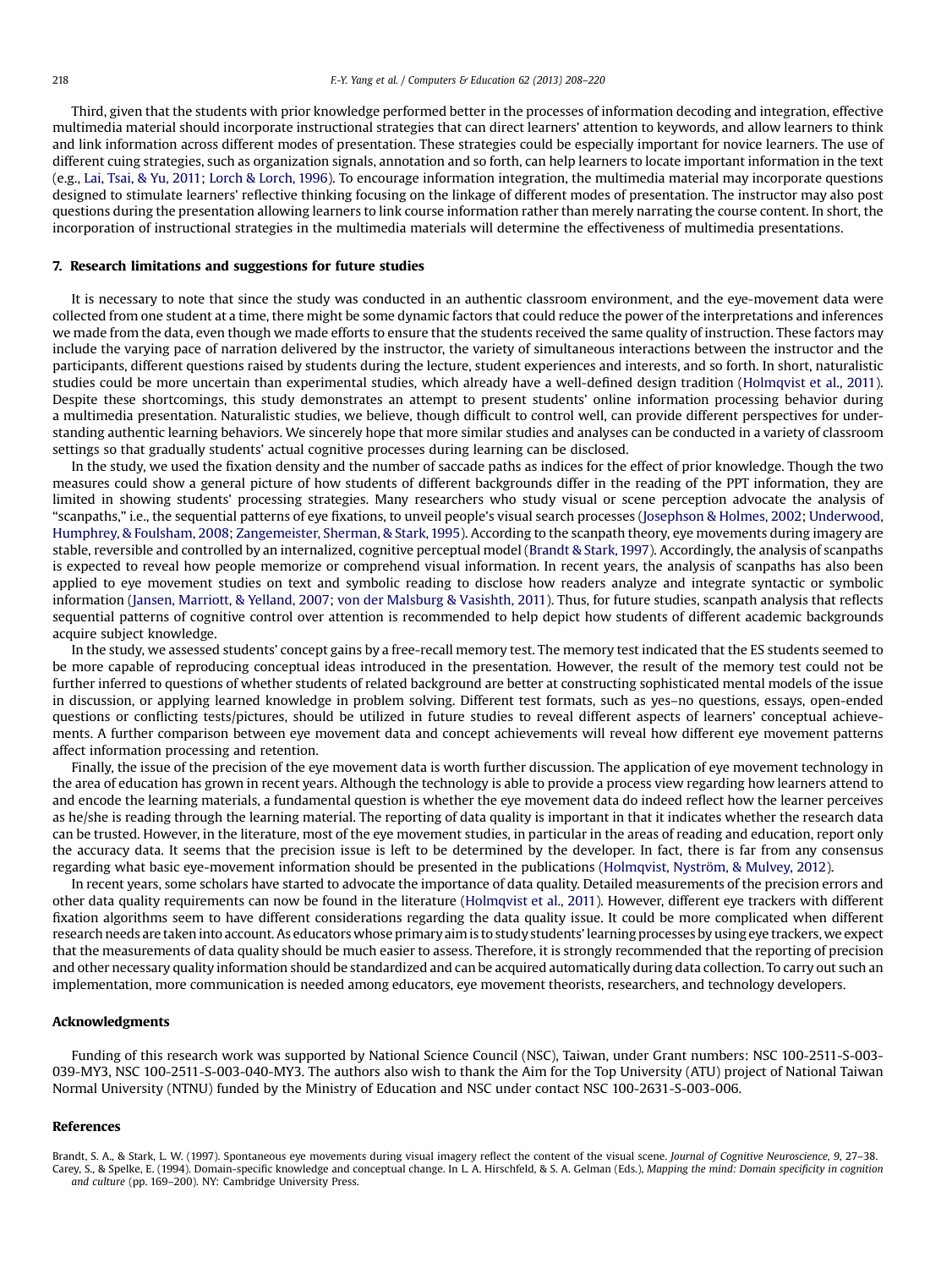Third, given that the students with prior knowledge performed better in the processes of information decoding and integration, effective multimedia material should incorporate instructional strategies that can direct learners' attention to keywords, and allow learners to think and link information across different modes of presentation. These strategies could be especially important for novice learners. The use of different cuing strategies, such as organization signals, annotation and so forth, can help learners to locate important information in the text (e.g., Lai, Tsai, & Yu, 2011; Lorch & Lorch, 1996). To encourage information integration, the multimedia material may incorporate questions designed to stimulate learners' reflective thinking focusing on the linkage of different modes of presentation. The instructor may also post questions during the presentation allowing learners to link course information rather than merely narrating the course content. In short, the incorporation of instructional strategies in the multimedia materials will determine the effectiveness of multimedia presentations.

## 7. Research limitations and suggestions for future studies

It is necessary to note that since the study was conducted in an authentic classroom environment, and the eye-movement data were collected from one student at a time, there might be some dynamic factors that could reduce the power of the interpretations and inferences we made from the data, even though we made efforts to ensure that the students received the same quality of instruction. These factors may include the varying pace of narration delivered by the instructor, the variety of simultaneous interactions between the instructor and the participants, different questions raised by students during the lecture, student experiences and interests, and so forth. In short, naturalistic studies could be more uncertain than experimental studies, which already have a well-defined design tradition (Holmqvist et al., 2011). Despite these shortcomings, this study demonstrates an attempt to present students' online information processing behavior during a multimedia presentation. Naturalistic studies, we believe, though difficult to control well, can provide different perspectives for understanding authentic learning behaviors. We sincerely hope that more similar studies and analyses can be conducted in a variety of classroom settings so that gradually students' actual cognitive processes during learning can be disclosed.

In the study, we used the fixation density and the number of saccade paths as indices for the effect of prior knowledge. Though the two measures could show a general picture of how students of different backgrounds differ in the reading of the PPT information, they are limited in showing students' processing strategies. Many researchers who study visual or scene perception advocate the analysis of "scanpaths," i.e., the sequential patterns of eye fixations, to unveil people's visual search processes (Josephson & Holmes, 2002; Underwood, Humphrey, & Foulsham, 2008; Zangemeister, Sherman, & Stark, 1995). According to the scanpath theory, eye movements during imagery are stable, reversible and controlled by an internalized, cognitive perceptual model (Brandt & Stark, 1997). Accordingly, the analysis of scanpaths is expected to reveal how people memorize or comprehend visual information. In recent years, the analysis of scanpaths has also been applied to eye movement studies on text and symbolic reading to disclose how readers analyze and integrate syntactic or symbolic information (Jansen, Marriott, & Yelland, 2007; von der Malsburg & Vasishth, 2011). Thus, for future studies, scanpath analysis that reflects sequential patterns of cognitive control over attention is recommended to help depict how students of different academic backgrounds acquire subject knowledge.

In the study, we assessed students' concept gains by a free-recall memory test. The memory test indicated that the ES students seemed to be more capable of reproducing conceptual ideas introduced in the presentation. However, the result of the memory test could not be further inferred to questions of whether students of related background are better at constructing sophisticated mental models of the issue in discussion, or applying learned knowledge in problem solving. Different test formats, such as yes–no questions, essays, open-ended questions or conflicting tests/pictures, should be utilized in future studies to reveal different aspects of learners' conceptual achievements. A further comparison between eye movement data and concept achievements will reveal how different eye movement patterns affect information processing and retention.

Finally, the issue of the precision of the eye movement data is worth further discussion. The application of eye movement technology in the area of education has grown in recent years. Although the technology is able to provide a process view regarding how learners attend to and encode the learning materials, a fundamental question is whether the eye movement data do indeed reflect how the learner perceives as he/she is reading through the learning material. The reporting of data quality is important in that it indicates whether the research data can be trusted. However, in the literature, most of the eye movement studies, in particular in the areas of reading and education, report only the accuracy data. It seems that the precision issue is left to be determined by the developer. In fact, there is far from any consensus regarding what basic eye-movement information should be presented in the publications (Holmqvist, Nyström, & Mulvey, 2012).

In recent years, some scholars have started to advocate the importance of data quality. Detailed measurements of the precision errors and other data quality requirements can now be found in the literature (Holmqvist et al., 2011). However, different eye trackers with different fixation algorithms seem to have different considerations regarding the data quality issue. It could be more complicated when different research needs are taken into account. As educators whose primary aim is to study students' learning processes by using eye trackers, we expect that the measurements of data quality should be much easier to assess. Therefore, it is strongly recommended that the reporting of precision and other necessary quality information should be standardized and can be acquired automatically during data collection. To carry out such an implementation, more communication is needed among educators, eye movement theorists, researchers, and technology developers.

## Acknowledgments

Funding of this research work was supported by National Science Council (NSC), Taiwan, under Grant numbers: NSC 100-2511-S-003-039-MY3, NSC 100-2511-S-003-040-MY3. The authors also wish to thank the Aim for the Top University (ATU) project of National Taiwan Normal University (NTNU) funded by the Ministry of Education and NSC under contact NSC 100-2631-S-003-006.

## References

Brandt, S. A., & Stark, L. W. (1997). Spontaneous eye movements during visual imagery reflect the content of the visual scene. *Journal of Cognitive Neuroscience, 9*, 27–38.

Carey, S., & Spelke, E. (1994). Domain-specific knowledge and conceptual change. In L. A. Hirschfeld, & S. A. Gelman (Eds.), *Mapping the mind: Domain specificity in cognition and culture* (pp. 169–200). NY: Cambridge University Press.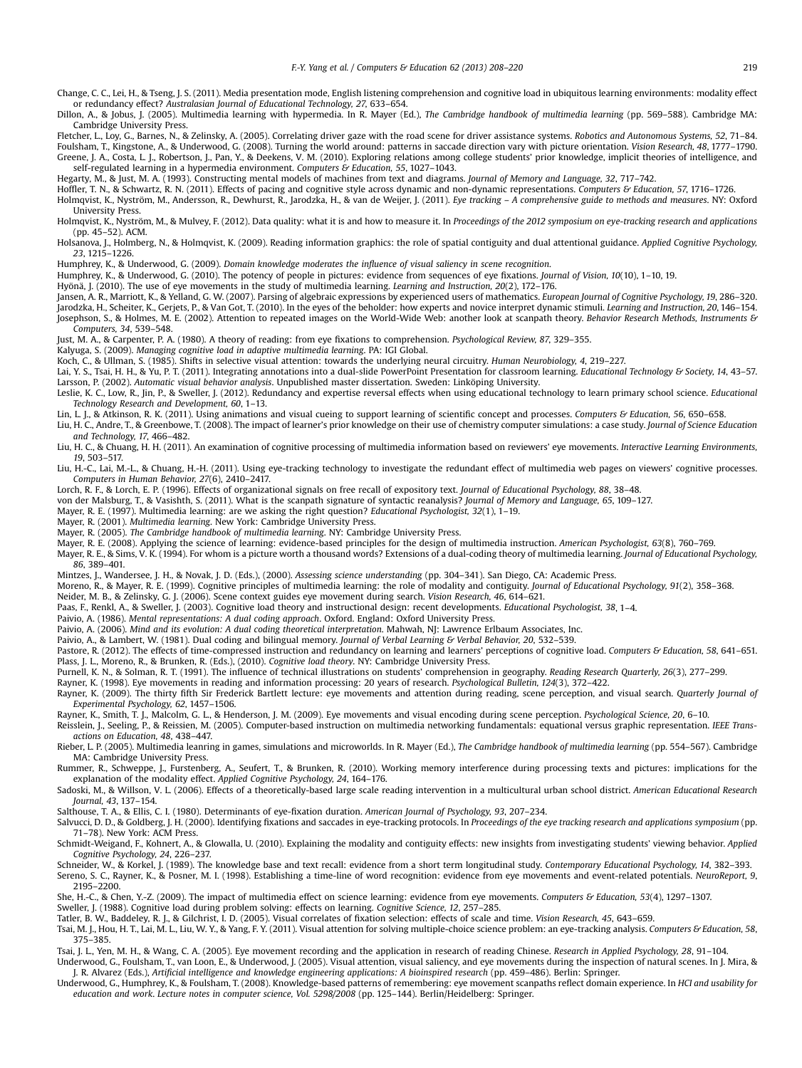Change, C. C., Lei, H., & Tseng, J. S. (2011). Media presentation mode, English listening comprehension and cognitive load in ubiquitous learning environments: modality effect or redundancy effect? *Australasian Journal of Educational Technology, 27*, 633–654.

Dillon, A., & Jobus, J. (2005). Multimedia learning with hypermedia. In R. Mayer (Ed.), *The Cambridge handbook of multimedia learning* (pp. 569–588). Cambridge MA: Cambridge University Press.

Fletcher, L., Loy, G., Barnes, N., & Zelinsky, A. (2005). Correlating driver gaze with the road scene for driver assistance systems. *Robotics and Autonomous Systems, 52*, 71–84.

Foulsham, T., Kingstone, A., & Underwood, G. (2008). Turning the world around: patterns in saccade direction vary with picture orientation. *Vision Research, 48*, 1777–1790.

Greene, J. A., Costa, L. J., Robertson, J., Pan, Y., & Deekens, V. M. (2010). Exploring relations among college students' prior knowledge, implicit theories of intelligence, and self-regulated learning in a hypermedia environment. *Computers & Education, 55*, 1027–1043.

Hegarty, M., & Just, M. A. (1993). Constructing mental models of machines from text and diagrams. *Journal of Memory and Language, 32*, 717–742.

Hoffler, T. N., & Schwartz, R. N. (2011). Effects of pacing and cognitive style across dynamic and non-dynamic representations. *Computers & Education, 57*, 1716–1726.

Holmqvist, K., Nyström, M., Andersson, R., Dewhurst, R., Jarodzka, H., & van de Weijer, J. (2011). *Eye tracking – A comprehensive guide to methods and measures*. NY: Oxford University Press.

Holmqvist, K., Nyström, M., & Mulvey, F. (2012). Data quality: what it is and how to measure it. In *Proceedings of the 2012 symposium on eye-tracking research and applications* (pp. 45–52). ACM.

Holsanova, J., Holmberg, N., & Holmqvist, K. (2009). Reading information graphics: the role of spatial contiguity and dual attentional guidance. *Applied Cognitive Psychology, 23*, 1215–1226.

Humphrey, K., & Underwood, G. (2009). *Domain knowledge moderates the influence of visual saliency in scene recognition*.

Humphrey, K., & Underwood, G. (2010). The potency of people in pictures: evidence from sequences of eye fixations. *Journal of Vision, 10*(10), 1–10, 19.

Hyönä, J. (2010). The use of eye movements in the study of multimedia learning. *Learning and Instruction, 20*(2), 172–176.

Jansen, A. R., Marriott, K., & Yelland, G. W. (2007). Parsing of algebraic expressions by experienced users of mathematics. *European Journal of Cognitive Psychology, 19*, 286–320.

Jarodzka, H., Scheiter, K., Gerjets, P., & Van Got, T. (2010). In the eyes of the beholder: how experts and novice interpret dynamic stimuli. *Learning and Instruction, 20*, 146–154.

Josephson, S., & Holmes, M. E. (2002). Attention to repeated images on the World-Wide Web: another look at scanpath theory. *Behavior Research Methods, Instruments & Computers, 34*, 539–548.

Just, M. A., & Carpenter, P. A. (1980). A theory of reading: from eye fixations to comprehension. *Psychological Review, 87*, 329–355.

Kalyuga, S. (2009). *Managing cognitive load in adaptive multimedia learning*. PA: IGI Global.

Koch, C., & Ullman, S. (1985). Shifts in selective visual attention: towards the underlying neural circuitry. *Human Neurobiology, 4*, 219–227.

Lai, Y. S., Tsai, H. H., & Yu, P. T. (2011). Integrating annotations into a dual-slide PowerPoint Presentation for classroom learning. *Educational Technology & Society, 14*, 43–57.

Larsson, P. (2002). *Automatic visual behavior analysis*. Unpublished master dissertation. Sweden: Linköping University.

Leslie, K. C., Low, R., Jin, P., & Sweller, J. (2012). Redundancy and expertise reversal effects when using educational technology to learn primary school science. *Educational Technology Research and Development, 60*, 1–13.

Lin, L. J., & Atkinson, R. K. (2011). Using animations and visual cueing to support learning of scientific concept and processes. *Computers & Education, 56*, 650–658.

Liu, H. C., Andre, T., & Greenbowe, T. (2008). The impact of learner's prior knowledge on their use of chemistry computer simulations: a case study. *Journal of Science Education and Technology, 17*, 466–482.

Liu, H. C., & Chuang, H. H. (2011). An examination of cognitive processing of multimedia information based on reviewers' eye movements. *Interactive Learning Environments, 19*, 503–517.

Liu, H.-C., Lai, M.-L., & Chuang, H.-H. (2011). Using eye-tracking technology to investigate the redundant effect of multimedia web pages on viewers' cognitive processes. *Computers in Human Behavior, 27*(6), 2410–2417.

Lorch, R. F., & Lorch, E. P. (1996). Effects of organizational signals on free recall of expository text. *Journal of Educational Psychology, 88*, 38–48.

von der Malsburg, T., & Vasishth, S. (2011). What is the scanpath signature of syntactic reanalysis? *Journal of Memory and Language, 65*, 109–127.

Mayer, R. E. (1997). Multimedia learning: are we asking the right question? *Educational Psychologist, 32*(1), 1–19.

Mayer, R. (2001). *Multimedia learning*. New York: Cambridge University Press.

Mayer, R. (2005). *The Cambridge handbook of multimedia learning*. NY: Cambridge University Press.

Mayer, R. E. (2008). Applying the science of learning: evidence-based principles for the design of multimedia instruction. *American Psychologist, 63*(8), 760–769.

Mayer, R. E., & Sims, V. K. (1994). For whom is a picture worth a thousand words? Extensions of a dual-coding theory of multimedia learning. *Journal of Educational Psychology, 86*, 389–401.

Mintzes, J., Wandersee, J. H., & Novak, J. D. (Eds.), (2000). *Assessing science understanding* (pp. 304–341). San Diego, CA: Academic Press.

Moreno, R., & Mayer, R. E. (1999). Cognitive principles of multimedia learning: the role of modality and contiguity. *Journal of Educational Psychology, 91*(2), 358–368.

Neider, M. B., & Zelinsky, G. J. (2006). Scene context guides eye movement during search. *Vision Research, 46*, 614–621.

Paas, F., Renkl, A., & Sweller, J. (2003). Cognitive load theory and instructional design: recent developments. *Educational Psychologist, 38*, 1–4.

Paivio, A. (1986). *Mental representations: A dual coding approach*. Oxford. England: Oxford University Press.

Paivio, A. (2006). *Mind and its evolution: A dual coding theoretical interpretation*. Mahwah, NJ: Lawrence Erlbaum Associates, Inc.

Paivio, A., & Lambert, W. (1981). Dual coding and bilingual memory. *Journal of Verbal Learning & Verbal Behavior, 20*, 532–539.

Pastore, R. (2012). The effects of time-compressed instruction and redundancy on learning and learners' perceptions of cognitive load. *Computers & Education, 58*, 641–651.

Plass, J. L., Moreno, R., & Brunken, R. (Eds.), (2010). *Cognitive load theory*. NY: Cambridge University Press.

Purnell, K. N., & Solman, R. T. (1991). The influence of technical illustrations on students' comprehension in geography. *Reading Research Quarterly, 26*(3), 277–299.

Rayner, K. (1998). Eye movements in reading and information processing: 20 years of research. *Psychological Bulletin, 124*(3), 372–422.

Rayner, K. (2009). The thirty fifth Sir Frederick Bartlett lecture: eye movements and attention during reading, scene perception, and visual search. *Quarterly Journal of Experimental Psychology, 62*, 1457–1506.

Rayner, K., Smith, T. J., Malcolm, G. L., & Henderson, J. M. (2009). Eye movements and visual encoding during scene perception. *Psychological Science, 20*, 6–10.

Reisslein, J., Seeling, P., & Reissien, M. (2005). Computer-based instruction on multimedia networking fundamentals: equational versus graphic representation. *IEEE Transactions on Education, 48*, 438–447.

Rieber, L. P. (2005). Multimedia leanring in games, simulations and microworlds. In R. Mayer (Ed.), *The Cambridge handbook of multimedia learning* (pp. 554–567). Cambridge MA: Cambridge University Press.

Rummer, R., Schweppe, J., Furstenberg, A., Seufert, T., & Brunken, R. (2010). Working memory interference during processing texts and pictures: implications for the explanation of the modality effect. *Applied Cognitive Psychology, 24*, 164–176.

Sadoski, M., & Willson, V. L. (2006). Effects of a theoretically-based large scale reading intervention in a multicultural urban school district. *American Educational Research Journal, 43*, 137–154.

Salthouse, T. A., & Ellis, C. I. (1980). Determinants of eye-fixation duration. *American Journal of Psychology, 93*, 207–234.

Salvucci, D. D., & Goldberg, J. H. (2000). Identifying fixations and saccades in eye-tracking protocols. In *Proceedings of the eye tracking research and applications symposium* (pp. 71–78). New York: ACM Press.

Schmidt-Weigand, F., Kohnert, A., & Glowalla, U. (2010). Explaining the modality and contiguity effects: new insights from investigating students' viewing behavior. *Applied Cognitive Psychology, 24*, 226–237.

Schneider, W., & Korkel, J. (1989). The knowledge base and text recall: evidence from a short term longitudinal study. *Contemporary Educational Psychology, 14*, 382–393.

Sereno, S. C., Rayner, K., & Posner, M. I. (1998). Establishing a time-line of word recognition: evidence from eye movements and event-related potentials. *NeuroReport, 9*, 2195–2200.

She, H.-C., & Chen, Y.-Z. (2009). The impact of multimedia effect on science learning: evidence from eye movements. *Computers & Education, 53*(4), 1297–1307.

Sweller, J. (1988). Cognitive load during problem solving: effects on learning. *Cognitive Science, 12*, 257–285.

Tatler, B. W., Baddeley, R. J., & Gilchrist, I. D. (2005). Visual correlates of fixation selection: effects of scale and time. *Vision Research, 45*, 643–659.

Tsai, M. J., Hou, H. T., Lai, M. L., Liu, W. Y., & Yang, F. Y. (2011). Visual attention for solving multiple-choice science problem: an eye-tracking analysis. *Computers & Education, 58*, 375–385.

Tsai, J. L., Yen, M. H., & Wang, C. A. (2005). Eye movement recording and the application in research of reading Chinese. *Research in Applied Psychology, 28*, 91–104.

Underwood, G., Foulsham, T., van Loon, E., & Underwood, J. (2005). Visual attention, visual saliency, and eye movements during the inspection of natural scenes. In J. Mira, & J. R. Alvarez (Eds.), *Artificial intelligence and knowledge engineering applications: A bioinspired research* (pp. 459–486). Berlin: Springer.

Underwood, G., Humphrey, K., & Foulsham, T. (2008). Knowledge-based patterns of remembering: eye movement scanpaths reflect domain experience. In *HCI and usability for education and work. Lecture notes in computer science, Vol. 5298/2008* (pp. 125–144). Berlin/Heidelberg: Springer.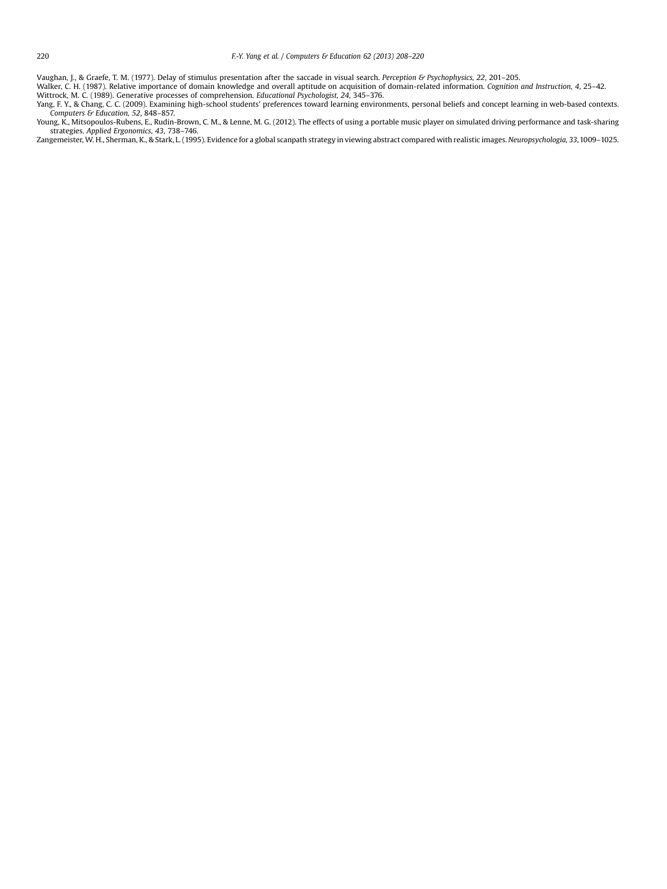Vaughan, J., & Graefe, T. M. (1977). Delay of stimulus presentation after the saccade in visual search. *Perception & Psychophysics, 22*, 201–205.

Walker, C. H. (1987). Relative importance of domain knowledge and overall aptitude on acquisition of domain-related information. *Cognition and Instruction, 4*, 25–42.

Wittrock, M. C. (1989). Generative processes of comprehension. *Educational Psychologist, 24*, 345–376.

Yang, F. Y., & Chang, C. C. (2009). Examining high-school students' preferences toward learning environments, personal beliefs and concept learning in web-based contexts. *Computers & Education, 52*, 848–857.

Young, K., Mitsopoulos-Rubens, E., Rudin-Brown, C. M., & Lenne, M. G. (2012). The effects of using a portable music player on simulated driving performance and task-sharing strategies. *Applied Ergonomics, 43*, 738–746.

Zangemeister, W. H., Sherman, K., & Stark, L. (1995). Evidence for a global scanpath strategy in viewing abstract compared with realistic images. *Neuropsychologia, 33*, 1009–1025.